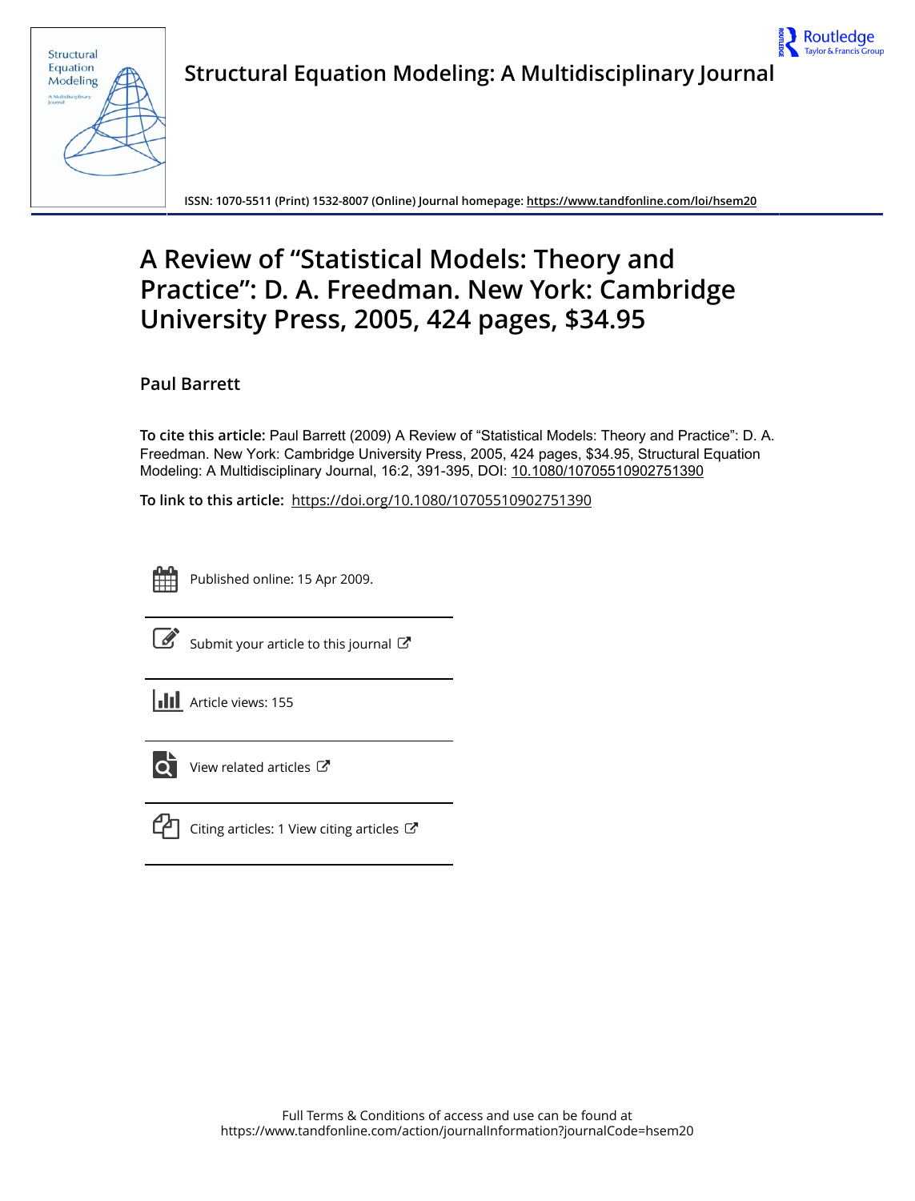# Structural Equation Modeling: A Multidisciplinary Journal

ISSN: 1070-5511 (Print) 1532-8007 (Online) Journal homepage: https://www.tandfonline.com/loi/hsem20

# A Review of "Statistical Models: Theory and Practice": D. A. Freedman. New York: Cambridge University Press, 2005, 424 pages, $34.95

**Paul Barrett**

**To cite this article:** Paul Barrett (2009) A Review of "Statistical Models: Theory and Practice": D. A. Freedman. New York: Cambridge University Press, 2005, 424 pages, $34.95, Structural Equation Modeling: A Multidisciplinary Journal, 16:2, 391-395, DOI: 10.1080/10705510902751390

**To link to this article:** https://doi.org/10.1080/10705510902751390

Published online: 15 Apr 2009.

Submit your article to this journal

Article views: 155

View related articles

Citing articles: 1 View citing articles

Full Terms & Conditions of access and use can be found at
https://www.tandfonline.com/action/journalInformation?journalCode=hsem20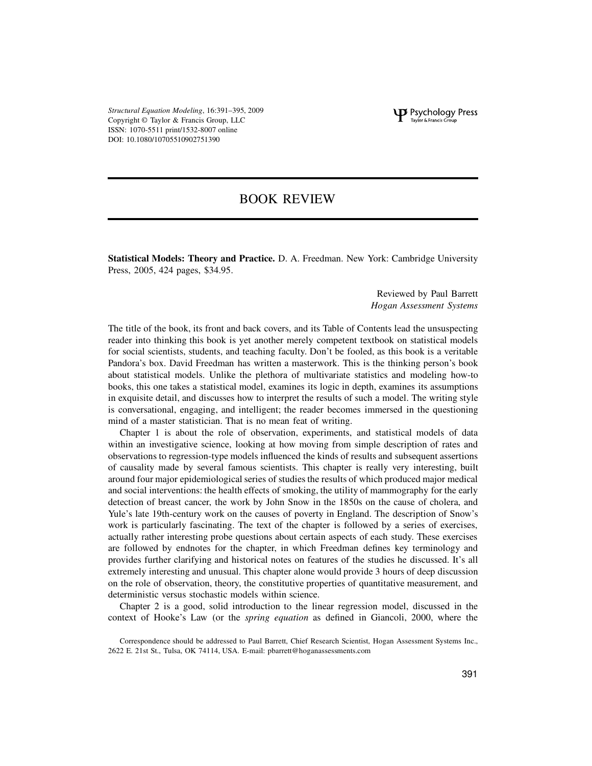# BOOK REVIEW

**Statistical Models: Theory and Practice.** D. A. Freedman. New York: Cambridge University Press, 2005, 424 pages, $34.95.

Reviewed by Paul Barrett
*Hogan Assessment Systems*

The title of the book, its front and back covers, and its Table of Contents lead the unsuspecting reader into thinking this book is yet another merely competent textbook on statistical models for social scientists, students, and teaching faculty. Don't be fooled, as this book is a veritable Pandora's box. David Freedman has written a masterwork. This is the thinking person's book about statistical models. Unlike the plethora of multivariate statistics and modeling how-to books, this one takes a statistical model, examines its logic in depth, examines its assumptions in exquisite detail, and discusses how to interpret the results of such a model. The writing style is conversational, engaging, and intelligent; the reader becomes immersed in the questioning mind of a master statistician. That is no mean feat of writing.

Chapter 1 is about the role of observation, experiments, and statistical models of data within an investigative science, looking at how moving from simple description of rates and observations to regression-type models influenced the kinds of results and subsequent assertions of causality made by several famous scientists. This chapter is really very interesting, built around four major epidemiological series of studies the results of which produced major medical and social interventions: the health effects of smoking, the utility of mammography for the early detection of breast cancer, the work by John Snow in the 1850s on the cause of cholera, and Yule's late 19th-century work on the causes of poverty in England. The description of Snow's work is particularly fascinating. The text of the chapter is followed by a series of exercises, actually rather interesting probe questions about certain aspects of each study. These exercises are followed by endnotes for the chapter, in which Freedman defines key terminology and provides further clarifying and historical notes on features of the studies he discussed. It's all extremely interesting and unusual. This chapter alone would provide 3 hours of deep discussion on the role of observation, theory, the constitutive properties of quantitative measurement, and deterministic versus stochastic models within science.

Chapter 2 is a good, solid introduction to the linear regression model, discussed in the context of Hooke's Law (or the *spring equation* as defined in Giancoli, 2000, where the

Correspondence should be addressed to Paul Barrett, Chief Research Scientist, Hogan Assessment Systems Inc., 2622 E. 21st St., Tulsa, OK 74114, USA. E-mail: pbarrett@hoganassessments.com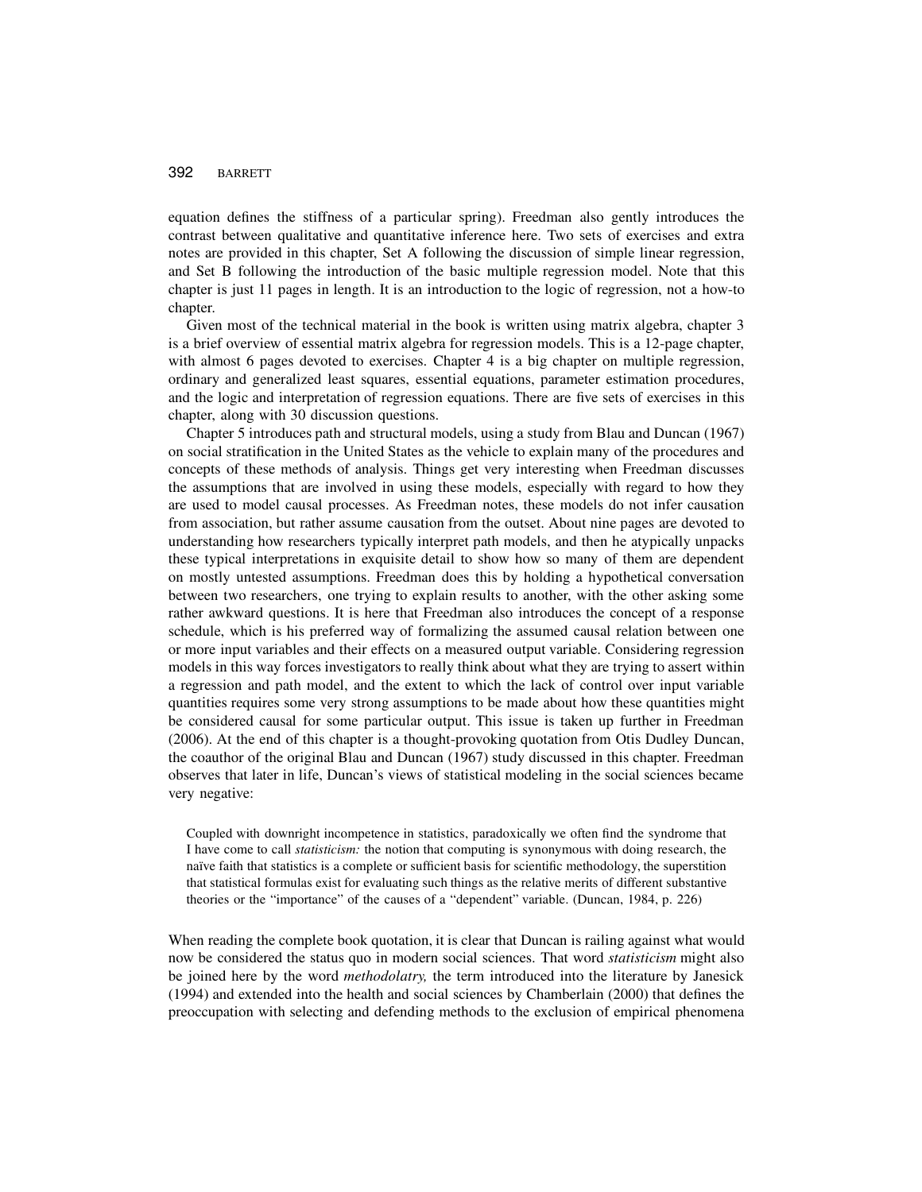equation defines the stiffness of a particular spring). Freedman also gently introduces the contrast between qualitative and quantitative inference here. Two sets of exercises and extra notes are provided in this chapter, Set A following the discussion of simple linear regression, and Set B following the introduction of the basic multiple regression model. Note that this chapter is just 11 pages in length. It is an introduction to the logic of regression, not a how-to chapter.

Given most of the technical material in the book is written using matrix algebra, chapter 3 is a brief overview of essential matrix algebra for regression models. This is a 12-page chapter, with almost 6 pages devoted to exercises. Chapter 4 is a big chapter on multiple regression, ordinary and generalized least squares, essential equations, parameter estimation procedures, and the logic and interpretation of regression equations. There are five sets of exercises in this chapter, along with 30 discussion questions.

Chapter 5 introduces path and structural models, using a study from Blau and Duncan (1967) on social stratification in the United States as the vehicle to explain many of the procedures and concepts of these methods of analysis. Things get very interesting when Freedman discusses the assumptions that are involved in using these models, especially with regard to how they are used to model causal processes. As Freedman notes, these models do not infer causation from association, but rather assume causation from the outset. About nine pages are devoted to understanding how researchers typically interpret path models, and then he atypically unpacks these typical interpretations in exquisite detail to show how so many of them are dependent on mostly untested assumptions. Freedman does this by holding a hypothetical conversation between two researchers, one trying to explain results to another, with the other asking some rather awkward questions. It is here that Freedman also introduces the concept of a response schedule, which is his preferred way of formalizing the assumed causal relation between one or more input variables and their effects on a measured output variable. Considering regression models in this way forces investigators to really think about what they are trying to assert within a regression and path model, and the extent to which the lack of control over input variable quantities requires some very strong assumptions to be made about how these quantities might be considered causal for some particular output. This issue is taken up further in Freedman (2006). At the end of this chapter is a thought-provoking quotation from Otis Dudley Duncan, the coauthor of the original Blau and Duncan (1967) study discussed in this chapter. Freedman observes that later in life, Duncan's views of statistical modeling in the social sciences became very negative:

> Coupled with downright incompetence in statistics, paradoxically we often find the syndrome that I have come to call *statisticism:* the notion that computing is synonymous with doing research, the naïve faith that statistics is a complete or sufficient basis for scientific methodology, the superstition that statistical formulas exist for evaluating such things as the relative merits of different substantive theories or the "importance" of the causes of a "dependent" variable. (Duncan, 1984, p. 226)

When reading the complete book quotation, it is clear that Duncan is railing against what would now be considered the status quo in modern social sciences. That word *statisticism* might also be joined here by the word *methodolatry,* the term introduced into the literature by Janesick (1994) and extended into the health and social sciences by Chamberlain (2000) that defines the preoccupation with selecting and defending methods to the exclusion of empirical phenomena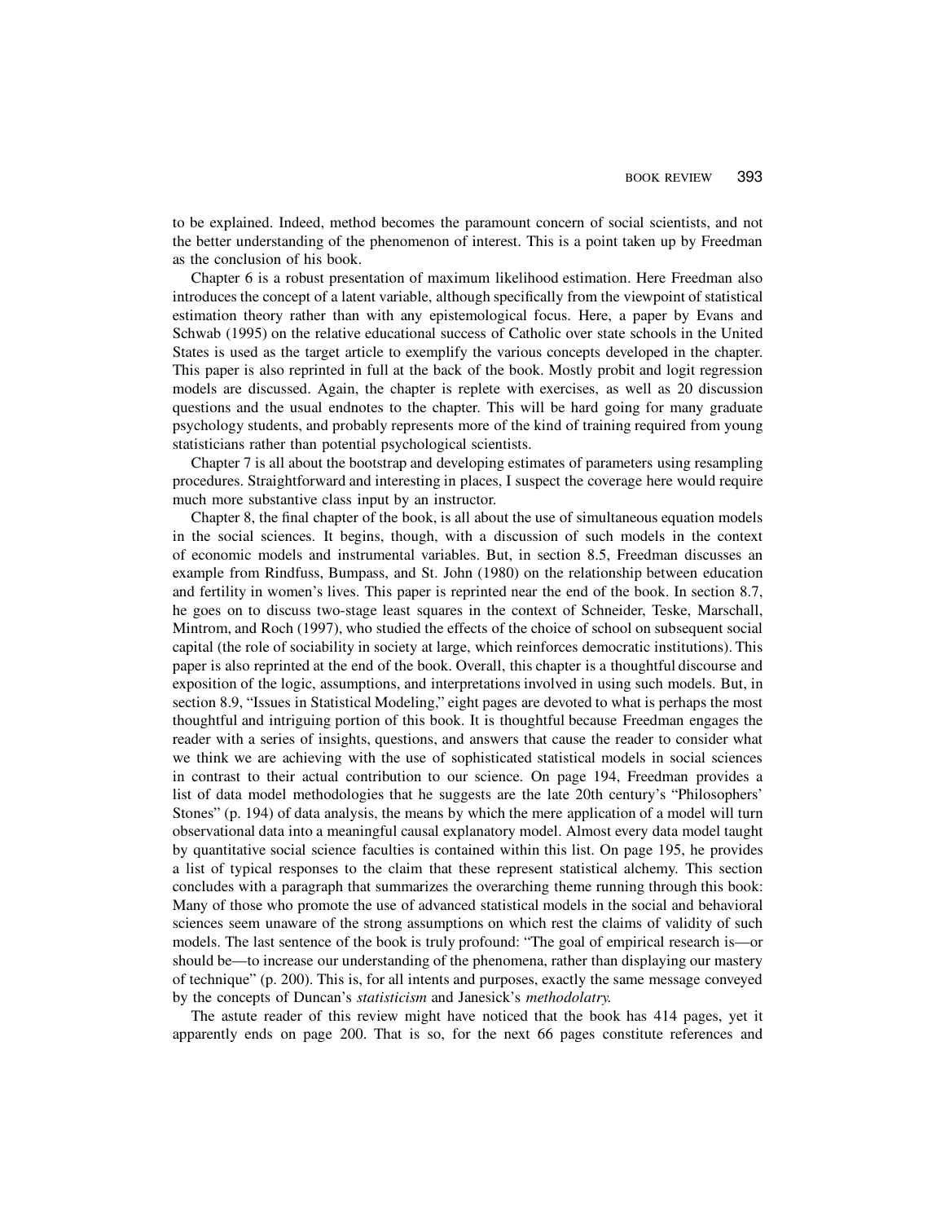to be explained. Indeed, method becomes the paramount concern of social scientists, and not the better understanding of the phenomenon of interest. This is a point taken up by Freedman as the conclusion of his book.

Chapter 6 is a robust presentation of maximum likelihood estimation. Here Freedman also introduces the concept of a latent variable, although specifically from the viewpoint of statistical estimation theory rather than with any epistemological focus. Here, a paper by Evans and Schwab (1995) on the relative educational success of Catholic over state schools in the United States is used as the target article to exemplify the various concepts developed in the chapter. This paper is also reprinted in full at the back of the book. Mostly probit and logit regression models are discussed. Again, the chapter is replete with exercises, as well as 20 discussion questions and the usual endnotes to the chapter. This will be hard going for many graduate psychology students, and probably represents more of the kind of training required from young statisticians rather than potential psychological scientists.

Chapter 7 is all about the bootstrap and developing estimates of parameters using resampling procedures. Straightforward and interesting in places, I suspect the coverage here would require much more substantive class input by an instructor.

Chapter 8, the final chapter of the book, is all about the use of simultaneous equation models in the social sciences. It begins, though, with a discussion of such models in the context of economic models and instrumental variables. But, in section 8.5, Freedman discusses an example from Rindfuss, Bumpass, and St. John (1980) on the relationship between education and fertility in women's lives. This paper is reprinted near the end of the book. In section 8.7, he goes on to discuss two-stage least squares in the context of Schneider, Teske, Marschall, Mintrom, and Roch (1997), who studied the effects of the choice of school on subsequent social capital (the role of sociability in society at large, which reinforces democratic institutions). This paper is also reprinted at the end of the book. Overall, this chapter is a thoughtful discourse and exposition of the logic, assumptions, and interpretations involved in using such models. But, in section 8.9, "Issues in Statistical Modeling," eight pages are devoted to what is perhaps the most thoughtful and intriguing portion of this book. It is thoughtful because Freedman engages the reader with a series of insights, questions, and answers that cause the reader to consider what we think we are achieving with the use of sophisticated statistical models in social sciences in contrast to their actual contribution to our science. On page 194, Freedman provides a list of data model methodologies that he suggests are the late 20th century's "Philosophers' Stones" (p. 194) of data analysis, the means by which the mere application of a model will turn observational data into a meaningful causal explanatory model. Almost every data model taught by quantitative social science faculties is contained within this list. On page 195, he provides a list of typical responses to the claim that these represent statistical alchemy. This section concludes with a paragraph that summarizes the overarching theme running through this book: Many of those who promote the use of advanced statistical models in the social and behavioral sciences seem unaware of the strong assumptions on which rest the claims of validity of such models. The last sentence of the book is truly profound: "The goal of empirical research is—or should be—to increase our understanding of the phenomena, rather than displaying our mastery of technique" (p. 200). This is, for all intents and purposes, exactly the same message conveyed by the concepts of Duncan's *statisticism* and Janesick's *methodolatry.*

The astute reader of this review might have noticed that the book has 414 pages, yet it apparently ends on page 200. That is so, for the next 66 pages constitute references and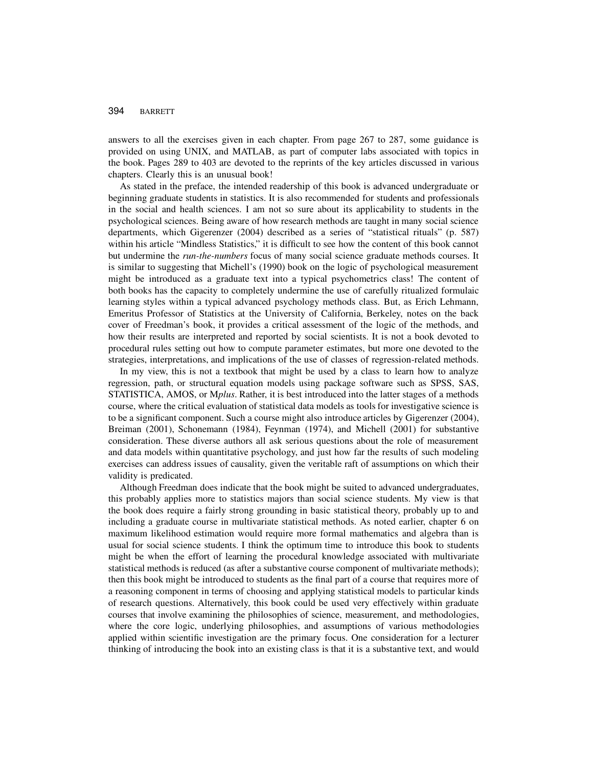answers to all the exercises given in each chapter. From page 267 to 287, some guidance is provided on using UNIX, and MATLAB, as part of computer labs associated with topics in the book. Pages 289 to 403 are devoted to the reprints of the key articles discussed in various chapters. Clearly this is an unusual book!

As stated in the preface, the intended readership of this book is advanced undergraduate or beginning graduate students in statistics. It is also recommended for students and professionals in the social and health sciences. I am not so sure about its applicability to students in the psychological sciences. Being aware of how research methods are taught in many social science departments, which Gigerenzer (2004) described as a series of "statistical rituals" (p. 587) within his article "Mindless Statistics," it is difficult to see how the content of this book cannot but undermine the *run-the-numbers* focus of many social science graduate methods courses. It is similar to suggesting that Michell's (1990) book on the logic of psychological measurement might be introduced as a graduate text into a typical psychometrics class! The content of both books has the capacity to completely undermine the use of carefully ritualized formulaic learning styles within a typical advanced psychology methods class. But, as Erich Lehmann, Emeritus Professor of Statistics at the University of California, Berkeley, notes on the back cover of Freedman's book, it provides a critical assessment of the logic of the methods, and how their results are interpreted and reported by social scientists. It is not a book devoted to procedural rules setting out how to compute parameter estimates, but more one devoted to the strategies, interpretations, and implications of the use of classes of regression-related methods.

In my view, this is not a textbook that might be used by a class to learn how to analyze regression, path, or structural equation models using package software such as SPSS, SAS, STATISTICA, AMOS, or M*plus*. Rather, it is best introduced into the latter stages of a methods course, where the critical evaluation of statistical data models as tools for investigative science is to be a significant component. Such a course might also introduce articles by Gigerenzer (2004), Breiman (2001), Schonemann (1984), Feynman (1974), and Michell (2001) for substantive consideration. These diverse authors all ask serious questions about the role of measurement and data models within quantitative psychology, and just how far the results of such modeling exercises can address issues of causality, given the veritable raft of assumptions on which their validity is predicated.

Although Freedman does indicate that the book might be suited to advanced undergraduates, this probably applies more to statistics majors than social science students. My view is that the book does require a fairly strong grounding in basic statistical theory, probably up to and including a graduate course in multivariate statistical methods. As noted earlier, chapter 6 on maximum likelihood estimation would require more formal mathematics and algebra than is usual for social science students. I think the optimum time to introduce this book to students might be when the effort of learning the procedural knowledge associated with multivariate statistical methods is reduced (as after a substantive course component of multivariate methods); then this book might be introduced to students as the final part of a course that requires more of a reasoning component in terms of choosing and applying statistical models to particular kinds of research questions. Alternatively, this book could be used very effectively within graduate courses that involve examining the philosophies of science, measurement, and methodologies, where the core logic, underlying philosophies, and assumptions of various methodologies applied within scientific investigation are the primary focus. One consideration for a lecturer thinking of introducing the book into an existing class is that it is a substantive text, and would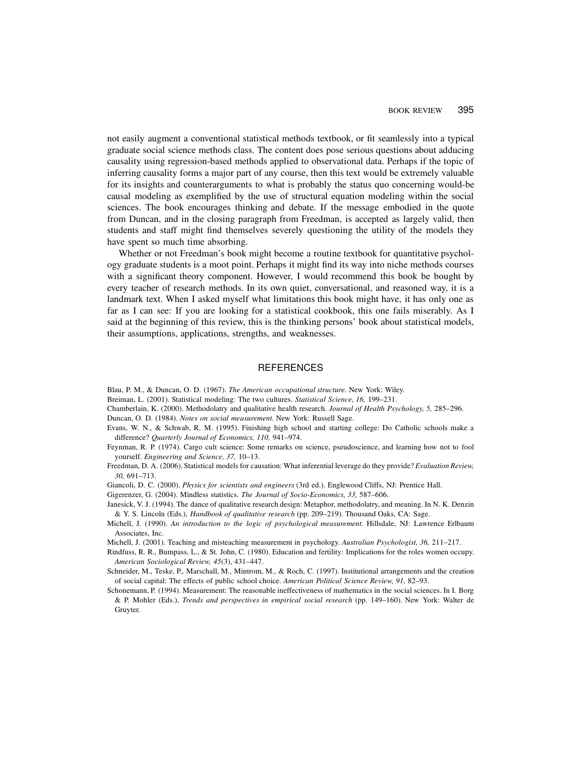not easily augment a conventional statistical methods textbook, or fit seamlessly into a typical graduate social science methods class. The content does pose serious questions about adducing causality using regression-based methods applied to observational data. Perhaps if the topic of inferring causality forms a major part of any course, then this text would be extremely valuable for its insights and counterarguments to what is probably the status quo concerning would-be causal modeling as exemplified by the use of structural equation modeling within the social sciences. The book encourages thinking and debate. If the message embodied in the quote from Duncan, and in the closing paragraph from Freedman, is accepted as largely valid, then students and staff might find themselves severely questioning the utility of the models they have spent so much time absorbing.

Whether or not Freedman's book might become a routine textbook for quantitative psychology graduate students is a moot point. Perhaps it might find its way into niche methods courses with a significant theory component. However, I would recommend this book be bought by every teacher of research methods. In its own quiet, conversational, and reasoned way, it is a landmark text. When I asked myself what limitations this book might have, it has only one as far as I can see: If you are looking for a statistical cookbook, this one fails miserably. As I said at the beginning of this review, this is the thinking persons' book about statistical models, their assumptions, applications, strengths, and weaknesses.

## REFERENCES

Blau, P. M., & Duncan, O. D. (1967). *The American occupational structure.* New York: Wiley.

Breiman, L. (2001). Statistical modeling: The two cultures. *Statistical Science, 16,* 199–231.

Chamberlain, K. (2000). Methodolatry and qualitative health research. *Journal of Health Psychology, 5,* 285–296.

Duncan, O. D. (1984). *Notes on social measurement.* New York: Russell Sage.

Evans, W. N., & Schwab, R. M. (1995). Finishing high school and starting college: Do Catholic schools make a difference? *Quarterly Journal of Economics, 110,* 941–974.

Feynman, R. P. (1974). Cargo cult science: Some remarks on science, pseudoscience, and learning how not to fool yourself. *Engineering and Science, 37,* 10–13.

Freedman, D. A. (2006). Statistical models for causation: What inferential leverage do they provide? *Evaluation Review, 30,* 691–713.

Giancoli, D. C. (2000). *Physics for scientists and engineers* (3rd ed.). Englewood Cliffs, NJ: Prentice Hall.

Gigerenzer, G. (2004). Mindless statistics. *The Journal of Socio-Economics, 33,* 587–606.

Janesick, V. J. (1994). The dance of qualitative research design: Metaphor, methodolatry, and meaning. In N. K. Denzin & Y. S. Lincoln (Eds.), *Handbook of qualitative research* (pp. 209–219). Thousand Oaks, CA: Sage.

Michell, J. (1990). *An introduction to the logic of psychological measurement.* Hillsdale, NJ: Lawrence Erlbaum Associates, Inc.

Michell, J. (2001). Teaching and misteaching measurement in psychology. *Australian Psychologist, 36,* 211–217.

Rindfuss, R. R., Bumpass, L., & St. John, C. (1980). Education and fertility: Implications for the roles women occupy. *American Sociological Review, 45*(3), 431–447.

Schneider, M., Teske, P., Marschall, M., Mintrom, M., & Roch, C. (1997). Institutional arrangements and the creation of social capital: The effects of public school choice. *American Political Science Review, 91,* 82–93.

Schonemann, P. (1994). Measurement: The reasonable ineffectiveness of mathematics in the social sciences. In I. Borg & P. Mohler (Eds.), *Trends and perspectives in empirical social research* (pp. 149–160). New York: Walter de Gruyter.